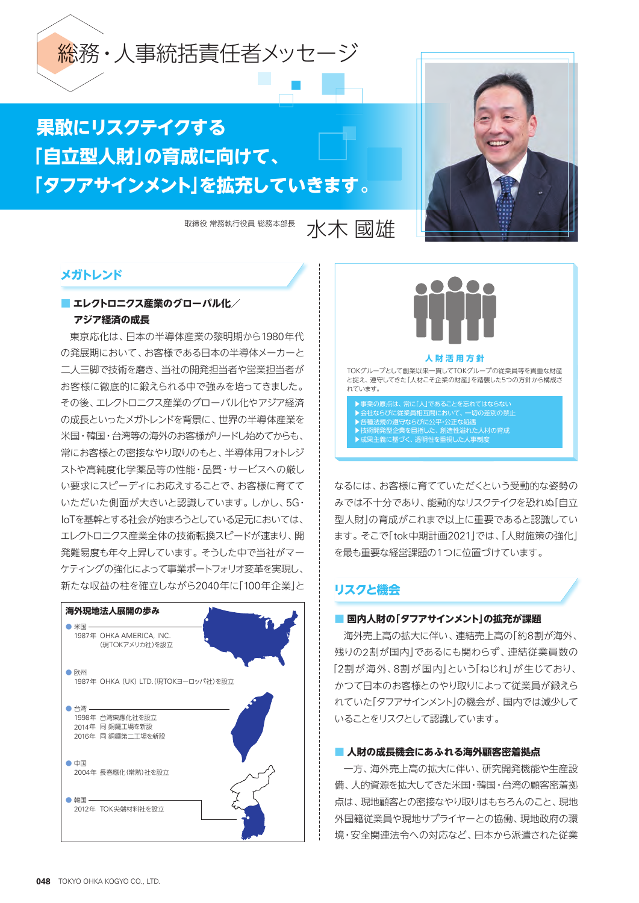# 総務・人事統括責任者メッセージ

## 果敢にリスクテイクする「自立型人財」の育成に向けて、「タフアサインメント」を拡充していきます。

取締役 常務執行役員 総務本部長　水木 國雄

## メガトレンド

### ■ エレクトロニクス産業のグローバル化／アジア経済の成長

東京応化は、日本の半導体産業の黎明期から1980年代の発展期において、お客様である日本の半導体メーカーと二人三脚で技術を磨き、当社の開発担当者や営業担当者がお客様に徹底的に鍛えられる中で強みを培ってきました。その後、エレクトロニクス産業のグローバル化やアジア経済の成長といったメガトレンドを背景に、世界の半導体産業を米国・韓国・台湾等の海外のお客様がリードし始めてからも、常にお客様との密接なやり取りのもと、半導体用フォトレジストや高純度化学薬品等の性能・品質・サービスへの厳しい要求にスピーディにお応えすることで、お客様に育てていただいた側面が大きいと認識しています。しかし、5G・IoTを基幹とする社会が始まろうとしている足元においては、エレクトロニクス産業全体の技術転換スピードが速まり、開発難易度も年々上昇しています。そうした中で当社がマーケティングの強化によって事業ポートフォリオ変革を実現し、新たな収益の柱を確立しながら2040年に「100年企業」となるには、お客様に育てていただくという受動的な姿勢のみでは不十分であり、能動的なリスクテイクを恐れぬ「自立型人財」の育成がこれまで以上に重要であると認識しています。そこで「tok中期計画2021」では、「人財施策の強化」を最も重要な経営課題の1つに位置づけています。

**海外現地法人展開の歩み**

- 米国
  1987年 OHKA AMERICA, INC.（現TOKアメリカ社）を設立
- 欧州
  1987年 OHKA（UK）LTD.（現TOKヨーロッパ社）を設立
- 台湾
  1998年 台湾東應化社を設立
  2014年 同 銅鑼工場を新設
  2016年 同 銅鑼第二工場を新設
- 中国
  2004年 長春應化（常熟）社を設立
- 韓国
  2012年 TOK尖端材料社を設立

**人財活用方針**

TOKグループとして創業以来一貫してTOKグループの従業員等を貴重な財産と捉え、遵守してきた「人財こそ企業の財産」を踏襲した5つの方針から構成されています。

- ▶事業の原点は、常に「人」であることを忘れてはならない
- ▶会社ならびに従業員相互間において、一切の差別の禁止
- ▶各種法規の遵守ならびに公平・公正な処遇
- ▶技術開発型企業を目指した、創造性溢れた人材の育成
- ▶成果主義に基づく、透明性を重視した人事制度

## リスクと機会

### ■ 国内人財の「タフアサインメント」の拡充が課題

海外売上高の拡大に伴い、連結売上高の「約8割が海外、残りの2割が国内」であるにも関わらず、連結従業員数の「2割が海外、8割が国内」という「ねじれ」が生じており、かつて日本のお客様とのやり取りによって従業員が鍛えられていた「タフアサインメント」の機会が、国内では減少していることをリスクとして認識しています。

### ■ 人財の成長機会にあふれる海外顧客密着拠点

一方、海外売上高の拡大に伴い、研究開発機能や生産設備、人的資源を拡大してきた米国・韓国・台湾の顧客密着拠点は、現地顧客との密接なやり取りはもちろんのこと、現地外国籍従業員や現地サプライヤーとの協働、現地政府の環境・安全関連法令への対応など、日本から派遣された従業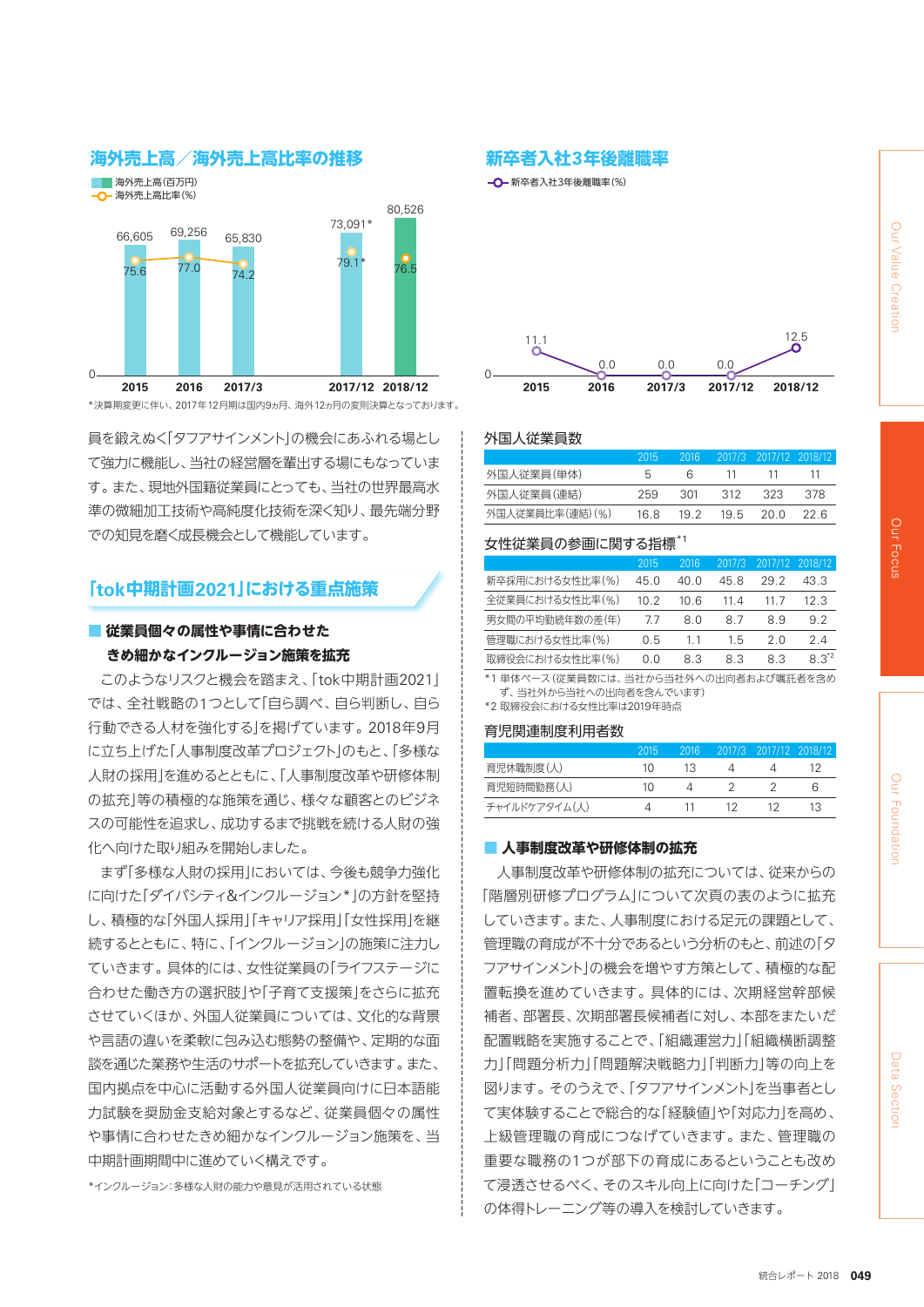## 海外売上高／海外売上高比率の推移

海外売上高（百万円）
海外売上高比率（%）

| | 2015 | 2016 | 2017/3 | 2017/12 | 2018/12 |
|---|---|---|---|---|---|
| 海外売上高（百万円） | 66,605 | 69,256 | 65,830 | 73,091* | 80,526 |
| 海外売上高比率（%） | 75.6 | 77.0 | 74.2 | 79.1* | 76.5 |

*決算期変更に伴い、2017年12月期は国内9ヵ月、海外12ヵ月の変則決算となっております。

## 新卒者入社3年後離職率

新卒者入社3年後離職率（%）

| 2015 | 2016 | 2017/3 | 2017/12 | 2018/12 |
|---|---|---|---|---|
| 11.1 | 0.0 | 0.0 | 0.0 | 12.5 |

員を鍛えぬく「タフアサインメント」の機会にあふれる場として強力に機能し、当社の経営層を輩出する場にもなっています。また、現地外国籍従業員にとっても、当社の世界最高水準の微細加工技術や高純度化技術を深く知り、最先端分野での知見を磨く成長機会として機能しています。

## 「tok中期計画2021」における重点施策

### 従業員個々の属性や事情に合わせたきめ細かなインクルージョン施策を拡充

このようなリスクと機会を踏まえ、「tok中期計画2021」では、全社戦略の1つとして「自ら調べ、自ら判断し、自ら行動できる人材を強化する」を掲げています。2018年9月に立ち上げた「人事制度改革プロジェクト」のもと、「多様な人財の採用」を進めるとともに、「人事制度改革や研修体制の拡充」等の積極的な施策を通じ、様々な顧客とのビジネスの可能性を追求し、成功するまで挑戦を続ける人財の強化へ向けた取り組みを開始しました。

まず「多様な人財の採用」においては、今後も競争力強化に向けた「ダイバシティ&インクルージョン*」の方針を堅持し、積極的な「外国人採用」「キャリア採用」「女性採用」を継続するとともに、特に、「インクルージョン」の施策に注力していきます。具体的には、女性従業員の「ライフステージに合わせた働き方の選択肢」や「子育て支援策」をさらに拡充させていくほか、外国人従業員については、文化的な背景や言語の違いを柔軟に包み込む態勢の整備や、定期的な面談を通じた業務や生活のサポートを拡充していきます。また、国内拠点を中心に活動する外国人従業員向けに日本語能力試験を奨励金支給対象とするなど、従業員個々の属性や事情に合わせたきめ細かなインクルージョン施策を、当中期計画期間中に進めていく構えです。

*インクルージョン：多様な人財の能力や意見が活用されている状態

### 外国人従業員数

| | 2015 | 2016 | 2017/3 | 2017/12 | 2018/12 |
|---|---|---|---|---|---|
| 外国人従業員（単体） | 5 | 6 | 11 | 11 | 11 |
| 外国人従業員（連結） | 259 | 301 | 312 | 323 | 378 |
| 外国人従業員比率（連結）（%） | 16.8 | 19.2 | 19.5 | 20.0 | 22.6 |

### 女性従業員の参画に関する指標*1

| | 2015 | 2016 | 2017/3 | 2017/12 | 2018/12 |
|---|---|---|---|---|---|
| 新卒採用における女性比率（%） | 45.0 | 40.0 | 45.8 | 29.2 | 43.3 |
| 全従業員における女性比率（%） | 10.2 | 10.6 | 11.4 | 11.7 | 12.3 |
| 男女間の平均勤続年数の差（年） | 7.7 | 8.0 | 8.7 | 8.9 | 9.2 |
| 管理職における女性比率（%） | 0.5 | 1.1 | 1.5 | 2.0 | 2.4 |
| 取締役会における女性比率（%） | 0.0 | 8.3 | 8.3 | 8.3 | 8.3*2 |

*1 単体ベース（従業員数には、当社から当社外への出向者および嘱託者を含めず、当社外から当社への出向者を含んでいます）
*2 取締役会における女性比率は2019年時点

### 育児関連制度利用者数

| | 2015 | 2016 | 2017/3 | 2017/12 | 2018/12 |
|---|---|---|---|---|---|
| 育児休職制度（人） | 10 | 13 | 4 | 4 | 12 |
| 育児短時間勤務（人） | 10 | 4 | 2 | 2 | 6 |
| チャイルドケアタイム（人） | 4 | 11 | 12 | 12 | 13 |

### 人事制度改革や研修体制の拡充

人事制度改革や研修体制の拡充については、従来からの「階層別研修プログラム」について次頁の表のように拡充していきます。また、人事制度における足元の課題として、管理職の育成が不十分であるという分析のもと、前述の「タフアサインメント」の機会を増やす方策として、積極的な配置転換を進めていきます。具体的には、次期経営幹部候補者、部署長、次期部署長候補者に対し、本部をまたいだ配置戦略を実施することで、「組織運営力」「組織横断調整力」「問題分析力」「問題解決戦略力」「判断力」等の向上を図ります。そのうえで、「タフアサインメント」を当事者として実体験することで総合的な「経験値」や「対応力」を高め、上級管理職の育成につなげていきます。また、管理職の重要な職務の1つが部下の育成にあるということも改めて浸透させるべく、そのスキル向上に向けた「コーチング」の体得トレーニング等の導入を検討していきます。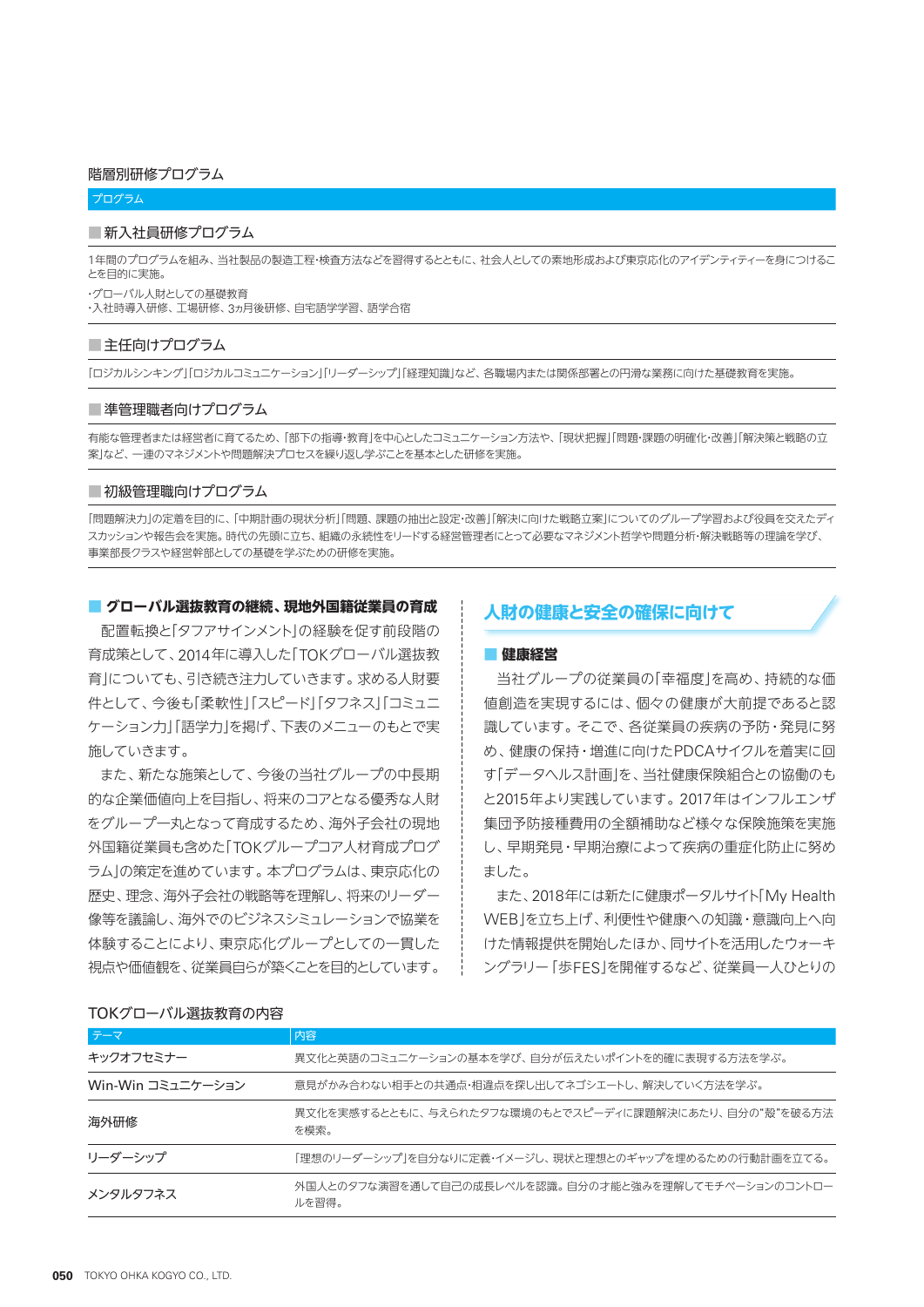## 階層別研修プログラム

| プログラム |
| --- |
| **■新入社員研修プログラム** |
| 1年間のプログラムを組み、当社製品の製造工程・検査方法などを習得するとともに、社会人としての素地形成および東京応化のアイデンティティーを身につけることを目的に実施。<br>・グローバル人財としての基礎教育<br>・入社時導入研修、工場研修、3ヵ月後研修、自宅語学学習、語学合宿 |
| **■主任向けプログラム** |
| 「ロジカルシンキング」「ロジカルコミュニケーション」「リーダーシップ」「経理知識」など、各職場内または関係部署との円滑な業務に向けた基礎教育を実施。 |
| **■準管理職者向けプログラム** |
| 有能な管理者または経営者に育てるため、「部下の指導・教育」を中心としたコミュニケーション方法や、「現状把握」「問題・課題の明確化・改善」「解決策と戦略の立案」など、一連のマネジメントや問題解決プロセスを繰り返し学ぶことを基本とした研修を実施。 |
| **■初級管理職向けプログラム** |
| 「問題解決力」の定着を目的に、「中期計画の現状分析」「問題、課題の抽出と設定・改善」「解決に向けた戦略立案」についてのグループ学習および役員を交えたディスカッションや報告会を実施。時代の先頭に立ち、組織の永続性をリードする経営管理者にとって必要なマネジメント哲学や問題分析・解決戦略等の理論を学び、事業部長クラスや経営幹部としての基礎を学ぶための研修を実施。 |

### ■ グローバル選抜教育の継続、現地外国籍従業員の育成

配置転換と「タフアサインメント」の経験を促す前段階の育成策として、2014年に導入した「TOKグローバル選抜教育」についても、引き続き注力していきます。求める人財要件として、今後も「柔軟性」「スピード」「タフネス」「コミュニケーション力」「語学力」を掲げ、下表のメニューのもとで実施していきます。

また、新たな施策として、今後の当社グループの中長期的な企業価値向上を目指し、将来のコアとなる優秀な人財をグループ一丸となって育成するため、海外子会社の現地外国籍従業員も含めた「TOKグループコア人材育成プログラム」の策定を進めています。本プログラムは、東京応化の歴史、理念、海外子会社の戦略等を理解し、将来のリーダー像等を議論し、海外でのビジネスシミュレーションで協業を体験することにより、東京応化グループとしての一貫した視点や価値観を、従業員自らが築くことを目的としています。

## 人財の健康と安全の確保に向けて

### ■ 健康経営

当社グループの従業員の「幸福度」を高め、持続的な価値創造を実現するには、個々の健康が大前提であると認識しています。そこで、各従業員の疾病の予防・発見に努め、健康の保持・増進に向けたPDCAサイクルを着実に回す「データヘルス計画」を、当社健康保険組合との協働のもと2015年より実践しています。2017年はインフルエンザ集団予防接種費用の全額補助など様々な保険施策を実施し、早期発見・早期治療によって疾病の重症化防止に努めました。

また、2018年には新たに健康ポータルサイト「My Health WEB」を立ち上げ、利便性や健康への知識・意識向上へ向けた情報提供を開始したほか、同サイトを活用したウォーキングラリー「歩FES」を開催するなど、従業員一人ひとりの

### TOKグローバル選抜教育の内容

| テーマ | 内容 |
| --- | --- |
| キックオフセミナー | 異文化と英語のコミュニケーションの基本を学び、自分が伝えたいポイントを的確に表現する方法を学ぶ。 |
| Win-Win コミュニケーション | 意見がかみ合わない相手との共通点・相違点を探し出してネゴシエートし、解決していく方法を学ぶ。 |
| 海外研修 | 異文化を実感するとともに、与えられたタフな環境のもとでスピーディに課題解決にあたり、自分の"殻"を破る方法を模索。 |
| リーダーシップ | 「理想のリーダーシップ」を自分なりに定義・イメージし、現状と理想とのギャップを埋めるための行動計画を立てる。 |
| メンタルタフネス | 外国人とのタフな演習を通して自己の成長レベルを認識。自分の才能と強みを理解してモチベーションのコントロールを習得。 |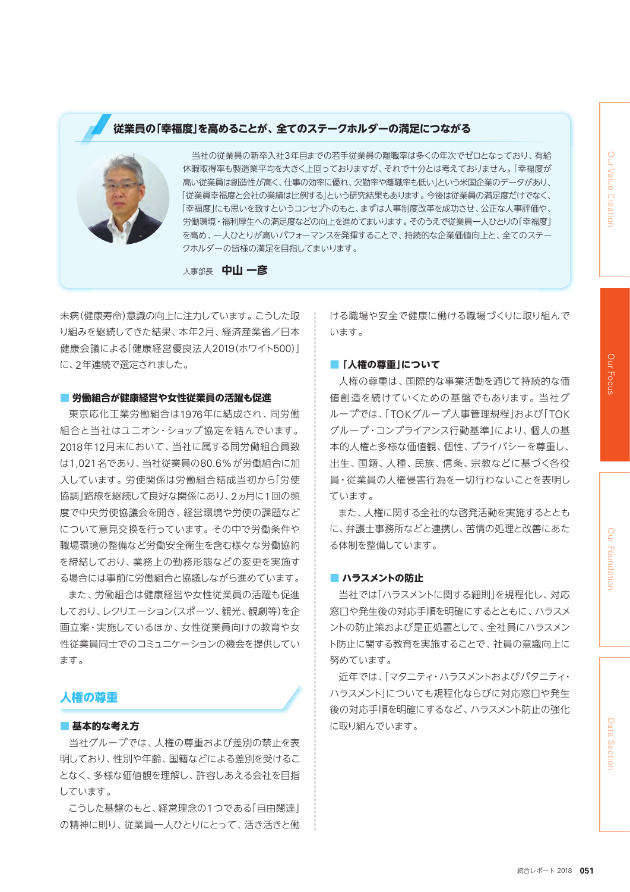## 従業員の「幸福度」を高めることが、全てのステークホルダーの満足につながる

当社の従業員の新卒入社3年目までの若手従業員の離職率は多くの年次でゼロとなっており、有給休暇取得率も製造業平均を大きく上回っておりますが、それで十分とは考えておりません。「幸福度が高い従業員は創造性が高く、仕事の効率に優れ、欠勤率や離職率も低い」という米国企業のデータがあり、「従業員幸福度と会社の業績は比例する」という研究結果もあります。今後は従業員の満足度だけでなく、「幸福度」にも思いを致すというコンセプトのもと、まずは人事制度改革を成功させ、公正な人事評価や、労働環境・福利厚生への満足度などの向上を進めてまいります。そのうえで従業員一人ひとりの「幸福度」を高め、一人ひとりが高いパフォーマンスを発揮することで、持続的な企業価値向上と、全てのステークホルダーの皆様の満足を目指してまいります。

人事部長　**中山 一彦**

未病（健康寿命）意識の向上に注力しています。こうした取り組みを継続してきた結果、本年2月、経済産業省／日本健康会議による「健康経営優良法人2019（ホワイト500）」に、2年連続で選定されました。

### 労働組合が健康経営や女性従業員の活躍も促進

東京応化工業労働組合は1976年に結成され、同労働組合と当社はユニオン・ショップ協定を結んでいます。2018年12月末において、当社に属する同労働組合員数は1,021名であり、当社従業員の80.6%が労働組合に加入しています。労使関係は労働組合結成当初から「労使協調」路線を継続して良好な関係にあり、2ヵ月に1回の頻度で中央労使協議会を開き、経営環境や労使の課題などについて意見交換を行っています。その中で労働条件や職場環境の整備など労働安全衛生を含む様々な労働協約を締結しており、業務上の勤務形態などの変更を実施する場合には事前に労働組合と協議しながら進めています。

また、労働組合は健康経営や女性従業員の活躍も促進しており、レクリエーション（スポーツ、観光、観劇等）を企画立案・実施しているほか、女性従業員向けの教育や女性従業員同士でのコミュニケーションの機会を提供しています。

## 人権の尊重

### 基本的な考え方

当社グループでは、人権の尊重および差別の禁止を表明しており、性別や年齢、国籍などによる差別を受けることなく、多様な価値観を理解し、許容しあえる会社を目指しています。

こうした基盤のもと、経営理念の1つである「自由闊達」の精神に則り、従業員一人ひとりにとって、活き活きと働ける職場や安全で健康に働ける職場づくりに取り組んでいます。

### 「人権の尊重」について

人権の尊重は、国際的な事業活動を通じて持続的な価値創造を続けていくための基盤でもあります。当社グループでは、「TOKグループ人事管理規程」および「TOKグループ・コンプライアンス行動基準」により、個人の基本的人権と多様な価値観、個性、プライバシーを尊重し、出生、国籍、人種、民族、信条、宗教などに基づく各役員・従業員の人権侵害行為を一切行わないことを表明しています。

また、人権に関する全社的な啓発活動を実施するとともに、弁護士事務所などと連携し、苦情の処理と改善にあたる体制を整備しています。

### ハラスメントの防止

当社では「ハラスメントに関する細則」を規程化し、対応窓口や発生後の対応手順を明確にするとともに、ハラスメントの防止策および是正処置として、全社員にハラスメント防止に関する教育を実施することで、社員の意識向上に努めています。

近年では、「マタニティ・ハラスメントおよびパタニティ・ハラスメント」についても規程化ならびに対応窓口や発生後の対応手順を明確にするなど、ハラスメント防止の強化に取り組んでいます。